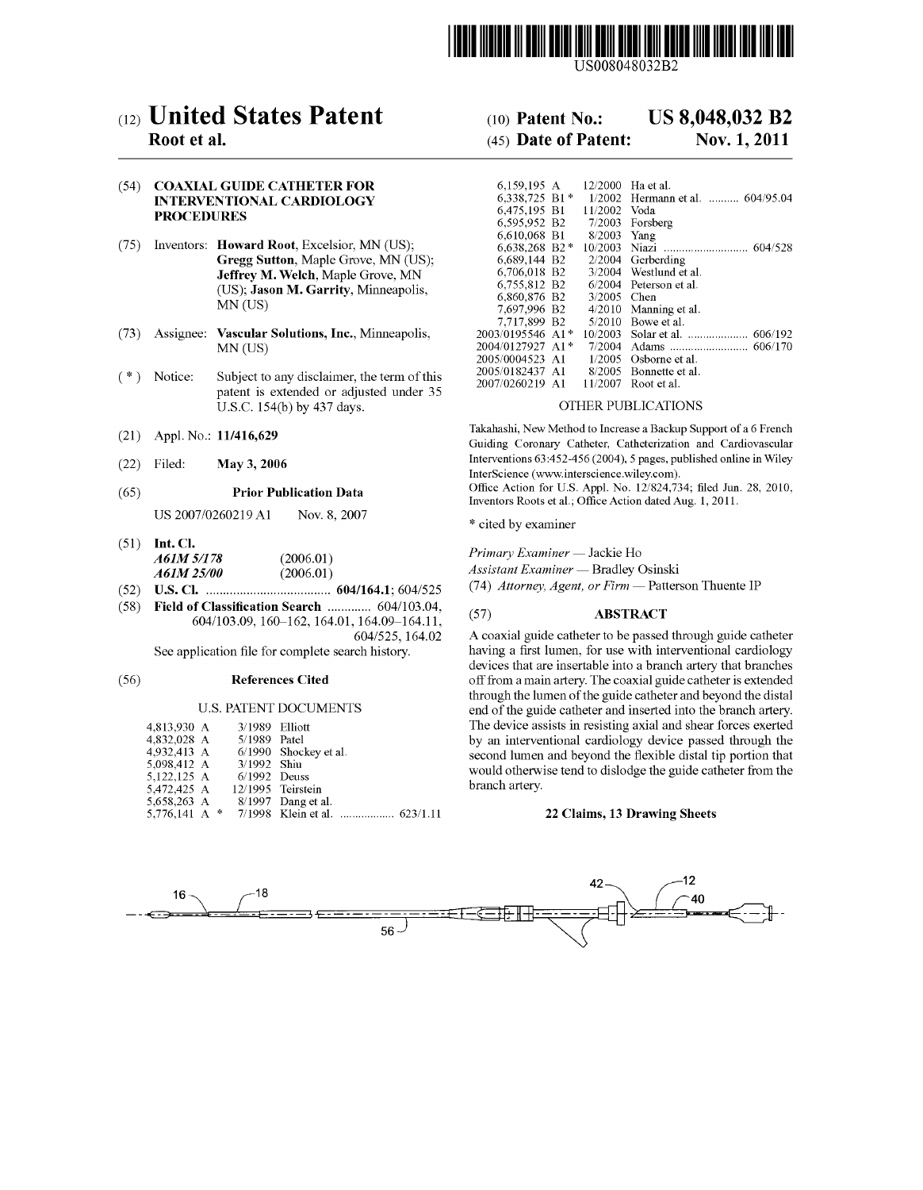US008048032B2

# (12) United States Patent
**Root et al.**

(10) **Patent No.:** **US 8,048,032 B2**

(45) **Date of Patent:** **Nov. 1, 2011**

(54) **COAXIAL GUIDE CATHETER FOR INTERVENTIONAL CARDIOLOGY PROCEDURES**

(75) Inventors: **Howard Root**, Excelsior, MN (US); **Gregg Sutton**, Maple Grove, MN (US); **Jeffrey M. Welch**, Maple Grove, MN (US); **Jason M. Garrity**, Minneapolis, MN (US)

(73) Assignee: **Vascular Solutions, Inc.**, Minneapolis, MN (US)

( * ) Notice: Subject to any disclaimer, the term of this patent is extended or adjusted under 35 U.S.C. 154(b) by 437 days.

(21) Appl. No.: **11/416,629**

(22) Filed: **May 3, 2006**

(65) **Prior Publication Data**

US 2007/0260219 A1 Nov. 8, 2007

(51) **Int. Cl.**
*A61M 5/178* (2006.01)
*A61M 25/00* (2006.01)

(52) **U.S. Cl.** .................................... **604/164.1**; 604/525

(58) **Field of Classification Search** ............. 604/103.04, 604/103.09, 160–162, 164.01, 164.09–164.11, 604/525, 164.02

See application file for complete search history.

(56) **References Cited**

U.S. PATENT DOCUMENTS

4,813,930 A 3/1989 Elliott
4,832,028 A 5/1989 Patel
4,932,413 A 6/1990 Shockey et al.
5,098,412 A 3/1992 Shiu
5,122,125 A 6/1992 Deuss
5,472,425 A 12/1995 Teirstein
5,658,263 A 8/1997 Dang et al.
5,776,141 A * 7/1998 Klein et al. ................. 623/1.11
6,159,195 A 12/2000 Ha et al.
6,338,725 B1 * 1/2002 Hermann et al. .......... 604/95.04
6,475,195 B1 11/2002 Voda
6,595,952 B2 7/2003 Forsberg
6,610,068 B1 8/2003 Yang
6,638,268 B2 * 10/2003 Niazi ............................ 604/528
6,689,144 B2 2/2004 Gerberding
6,706,018 B2 3/2004 Westlund et al.
6,755,812 B2 6/2004 Peterson et al.
6,860,876 B2 3/2005 Chen
7,697,996 B2 4/2010 Manning et al.
7,717,899 B2 5/2010 Bowe et al.
2003/0195546 A1 * 10/2003 Solar et al. .................... 606/192
2004/0127927 A1 * 7/2004 Adams .......................... 606/170
2005/0004523 A1 1/2005 Osborne et al.
2005/0182437 A1 8/2005 Bonnette et al.
2007/0260219 A1 11/2007 Root et al.

OTHER PUBLICATIONS

Takahashi, New Method to Increase a Backup Support of a 6 French Guiding Coronary Catheter, Catheterization and Cardiovascular Interventions 63:452-456 (2004), 5 pages, published online in Wiley InterScience (www.interscience.wiley.com).
Office Action for U.S. Appl. No. 12/824,734; filed Jun. 28, 2010, Inventors Roots et al.; Office Action dated Aug. 1, 2011.

* cited by examiner

*Primary Examiner* — Jackie Ho
*Assistant Examiner* — Bradley Osinski
(74) *Attorney, Agent, or Firm* — Patterson Thuente IP

(57) **ABSTRACT**

A coaxial guide catheter to be passed through guide catheter having a first lumen, for use with interventional cardiology devices that are insertable into a branch artery that branches off from a main artery. The coaxial guide catheter is extended through the lumen of the guide catheter and beyond the distal end of the guide catheter and inserted into the branch artery. The device assists in resisting axial and shear forces exerted by an interventional cardiology device passed through the second lumen and beyond the flexible distal tip portion that would otherwise tend to dislodge the guide catheter from the branch artery.

**22 Claims, 13 Drawing Sheets**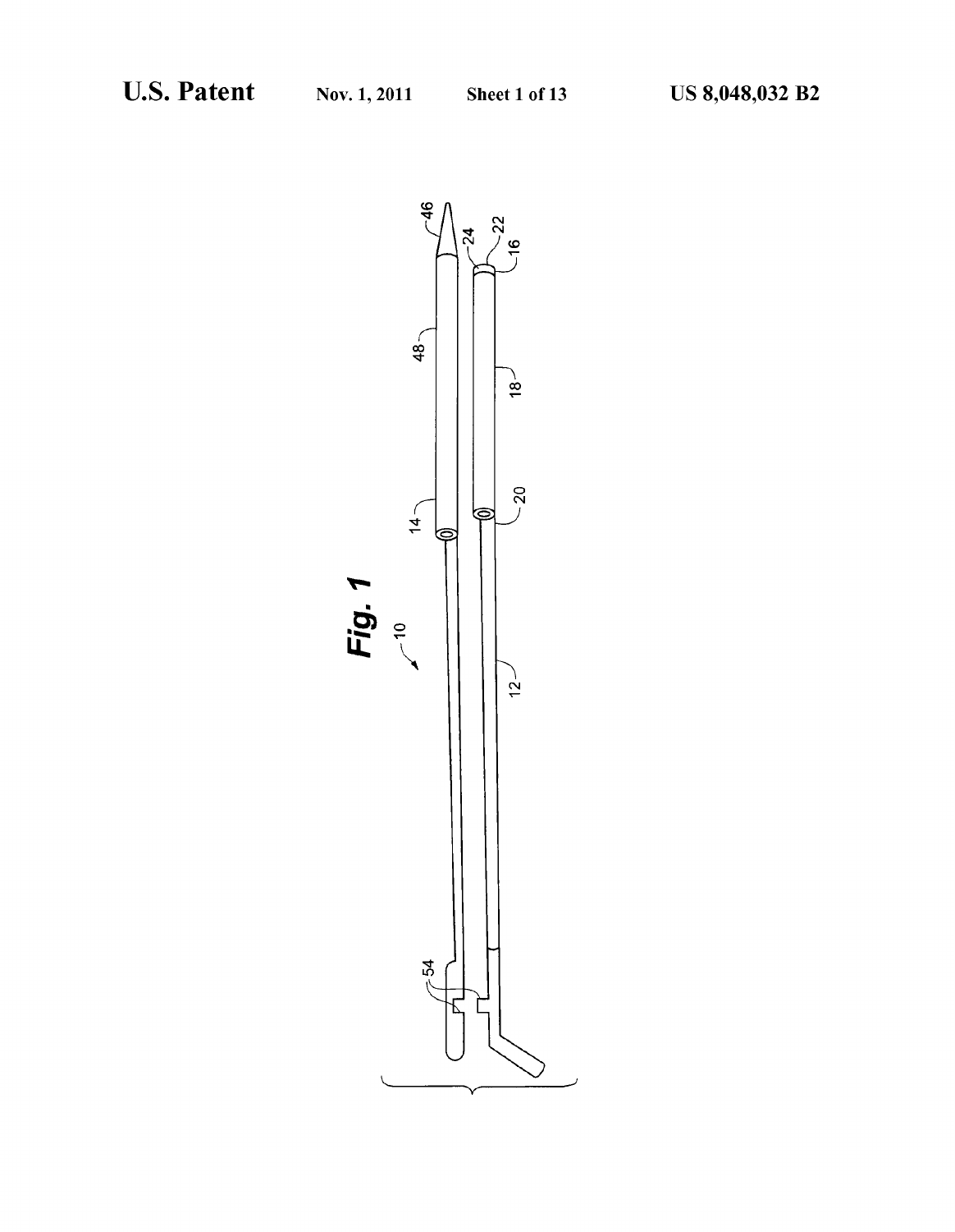Fig. 1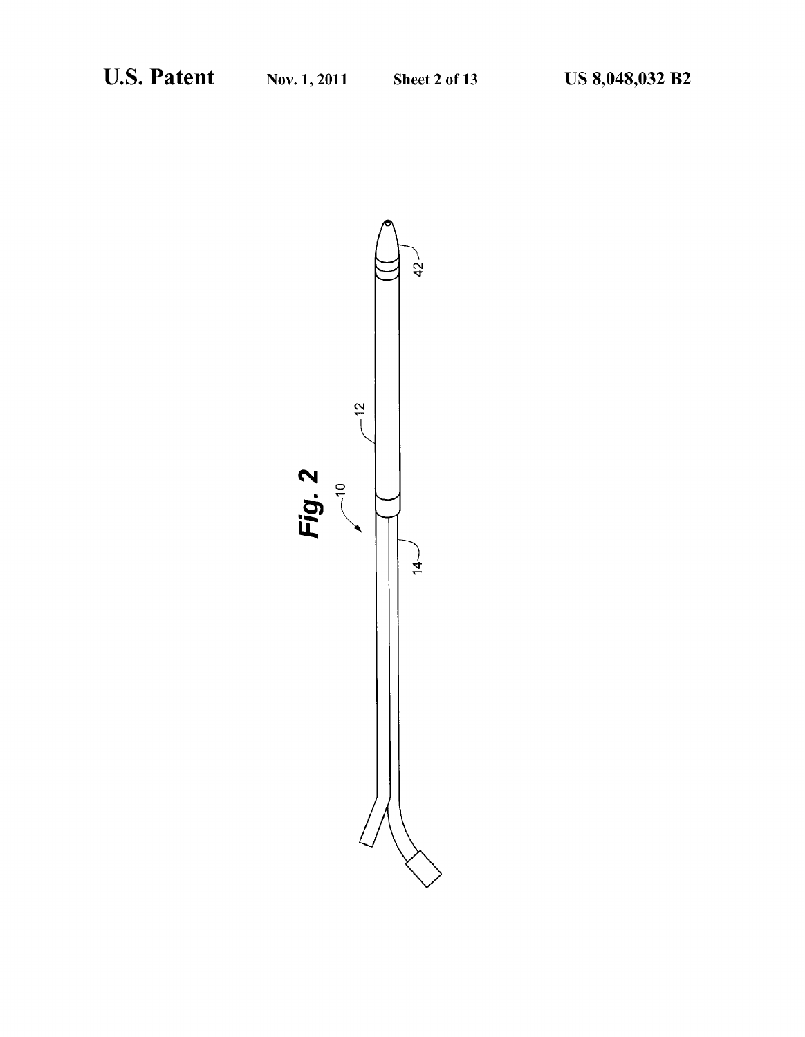*Fig. 2*

10

12

14

42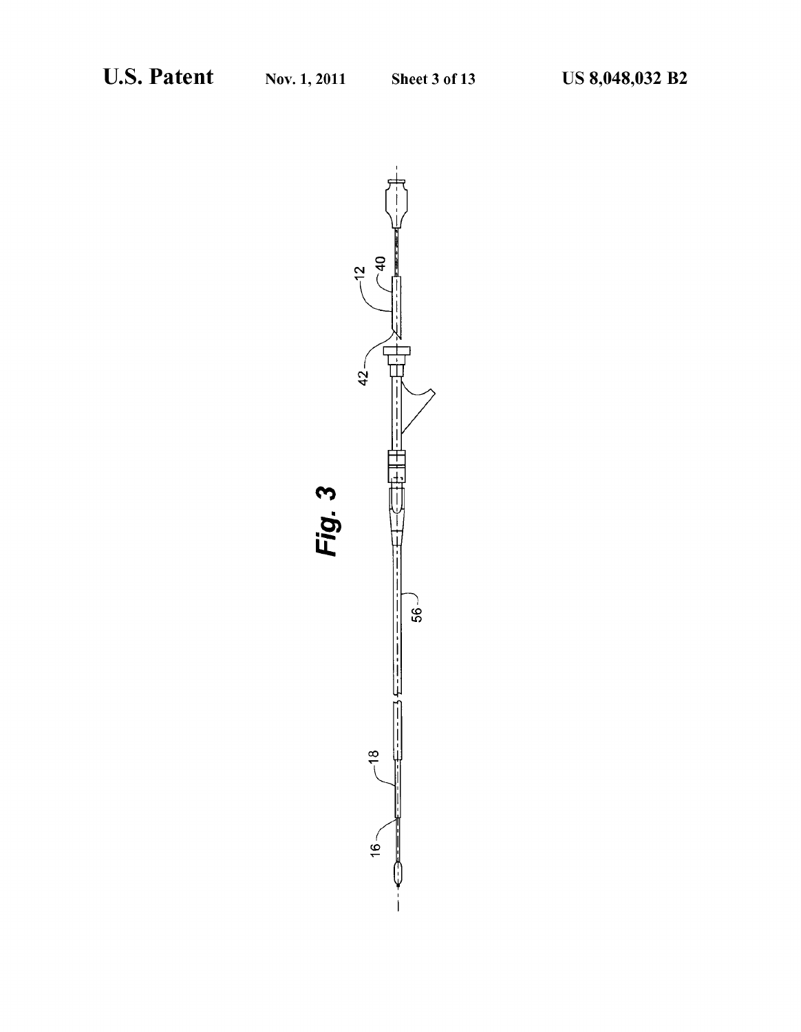*Fig. 3*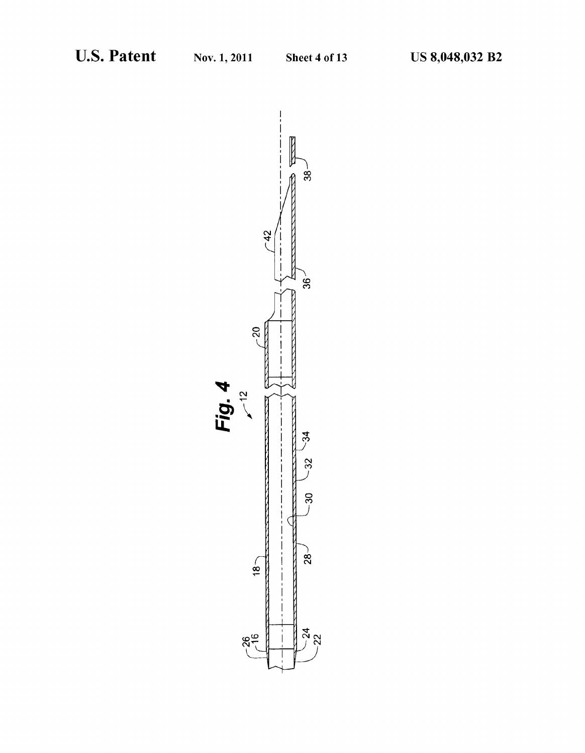***Fig. 4***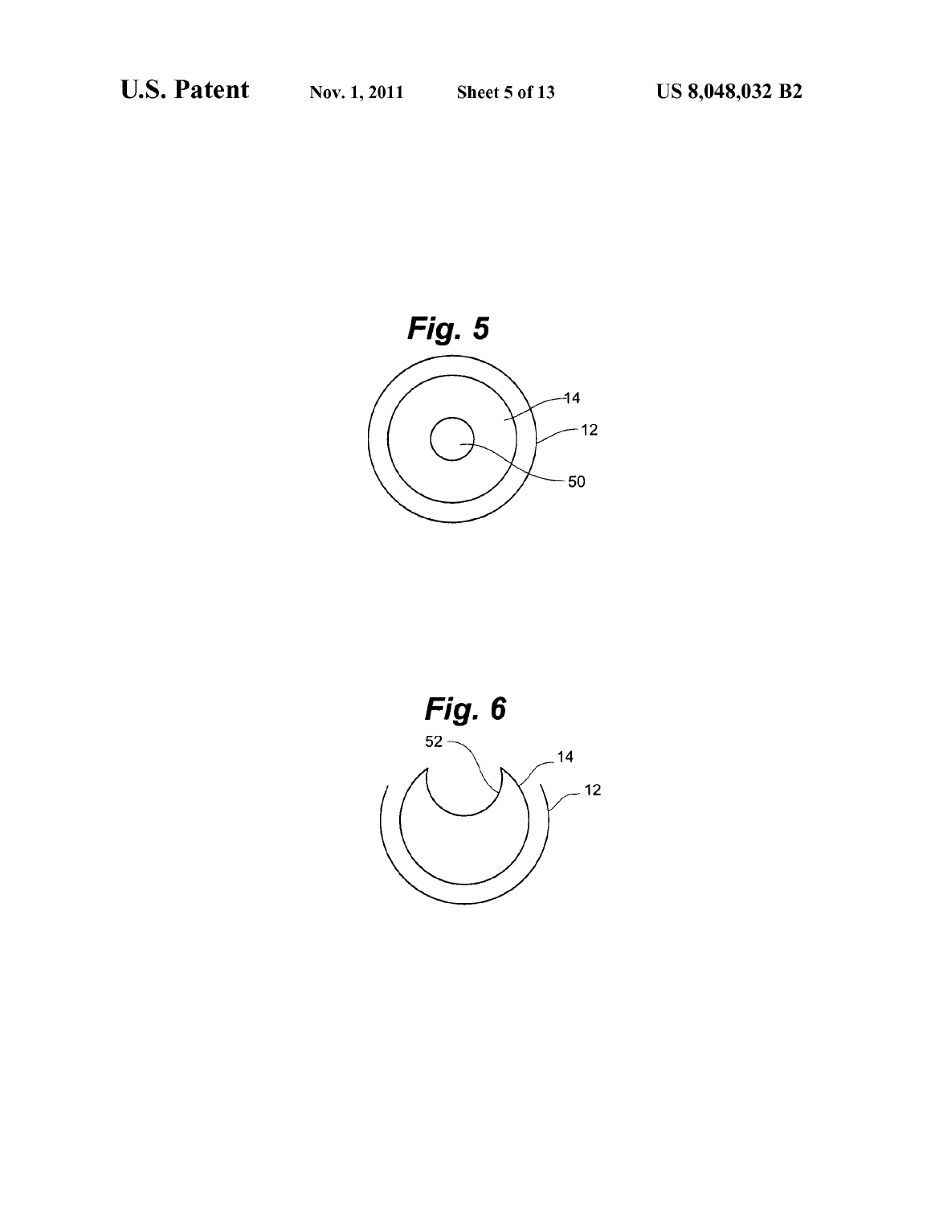*Fig. 5*

14

12

50

*Fig. 6*

52

14

12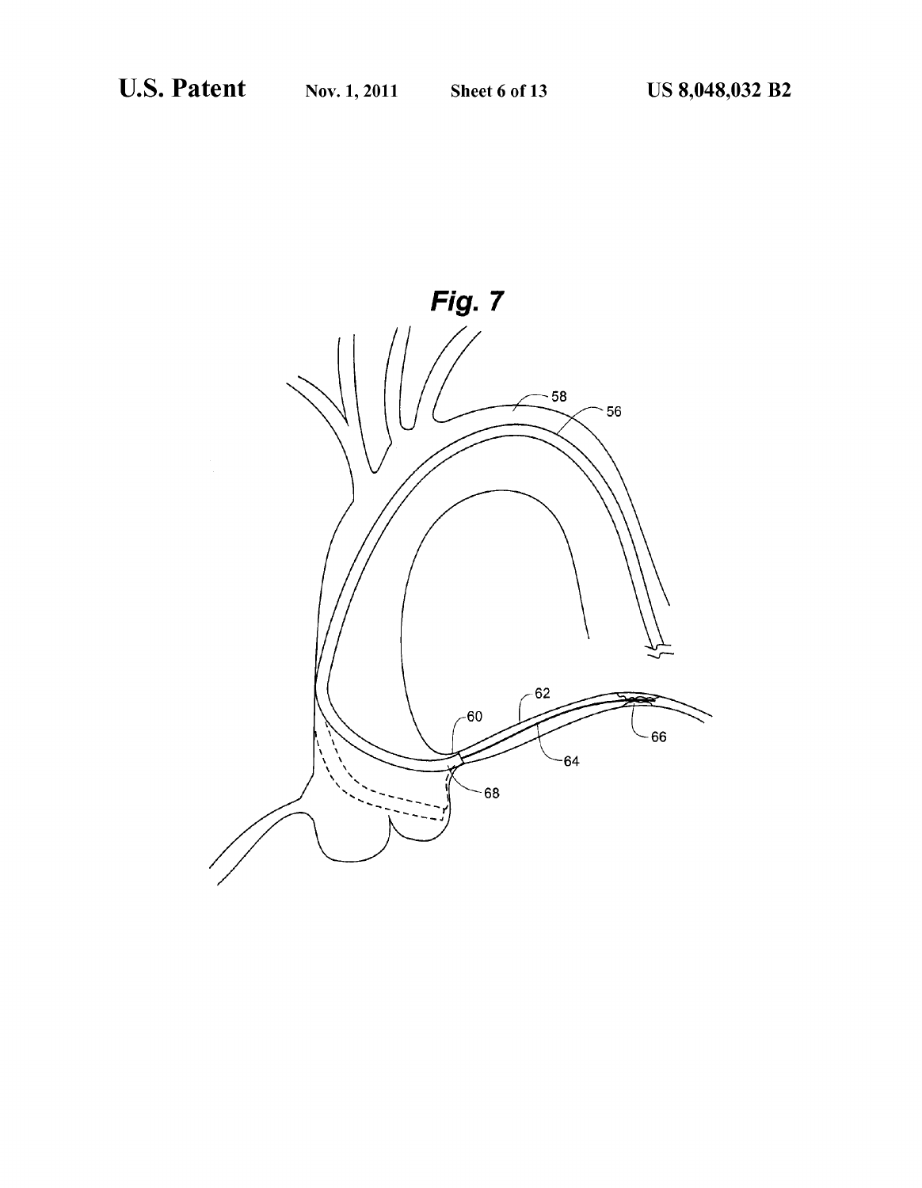*Fig. 7*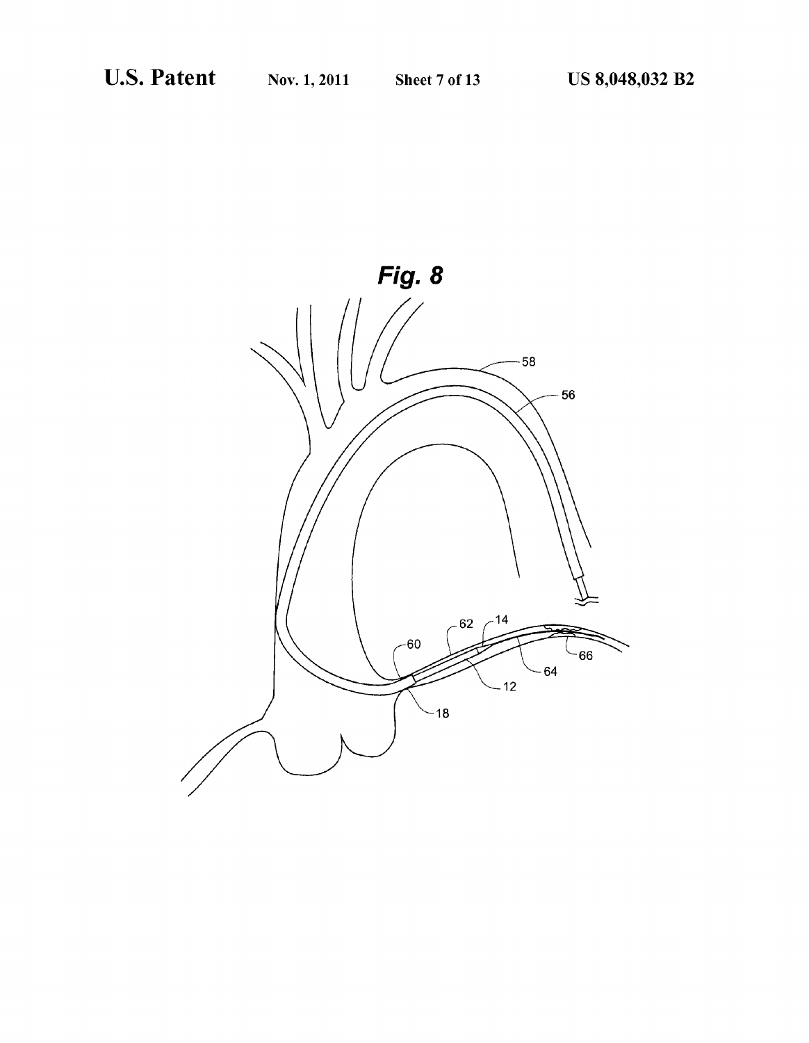*Fig. 8*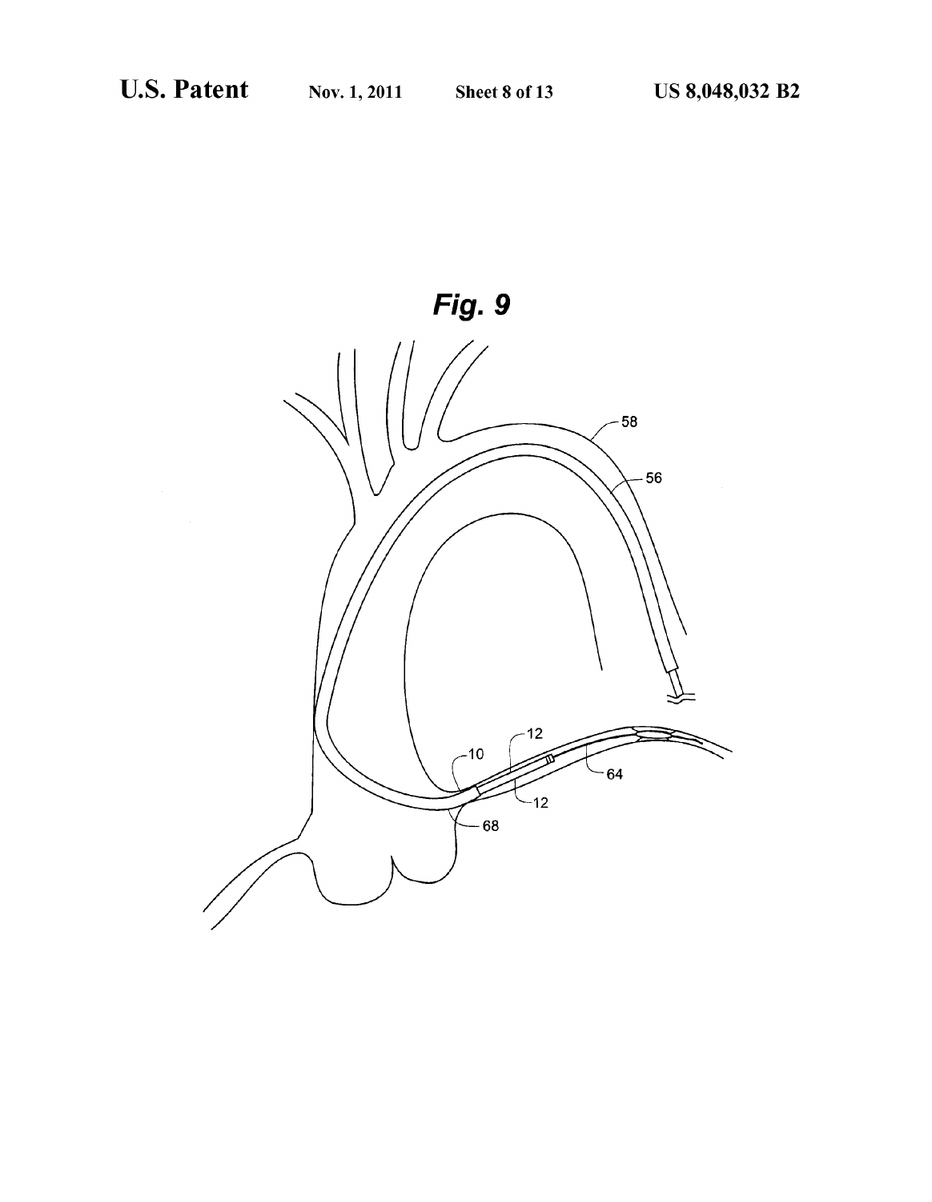*Fig. 9*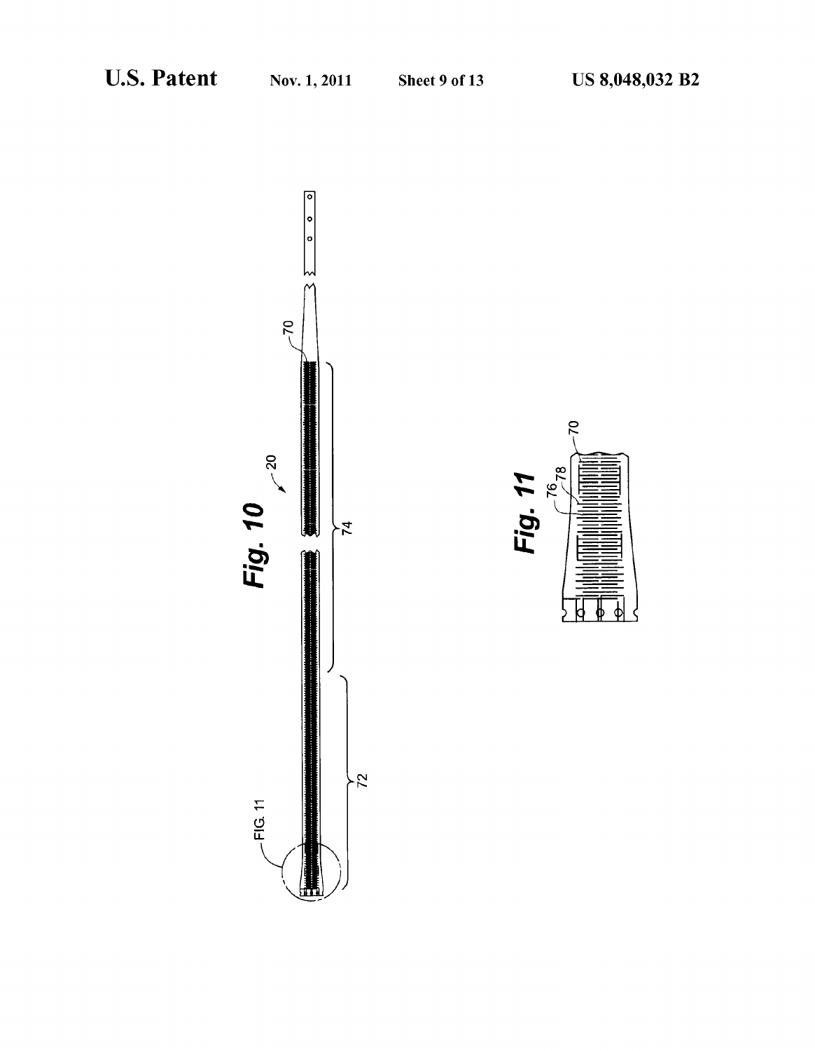Fig. 10

Fig. 11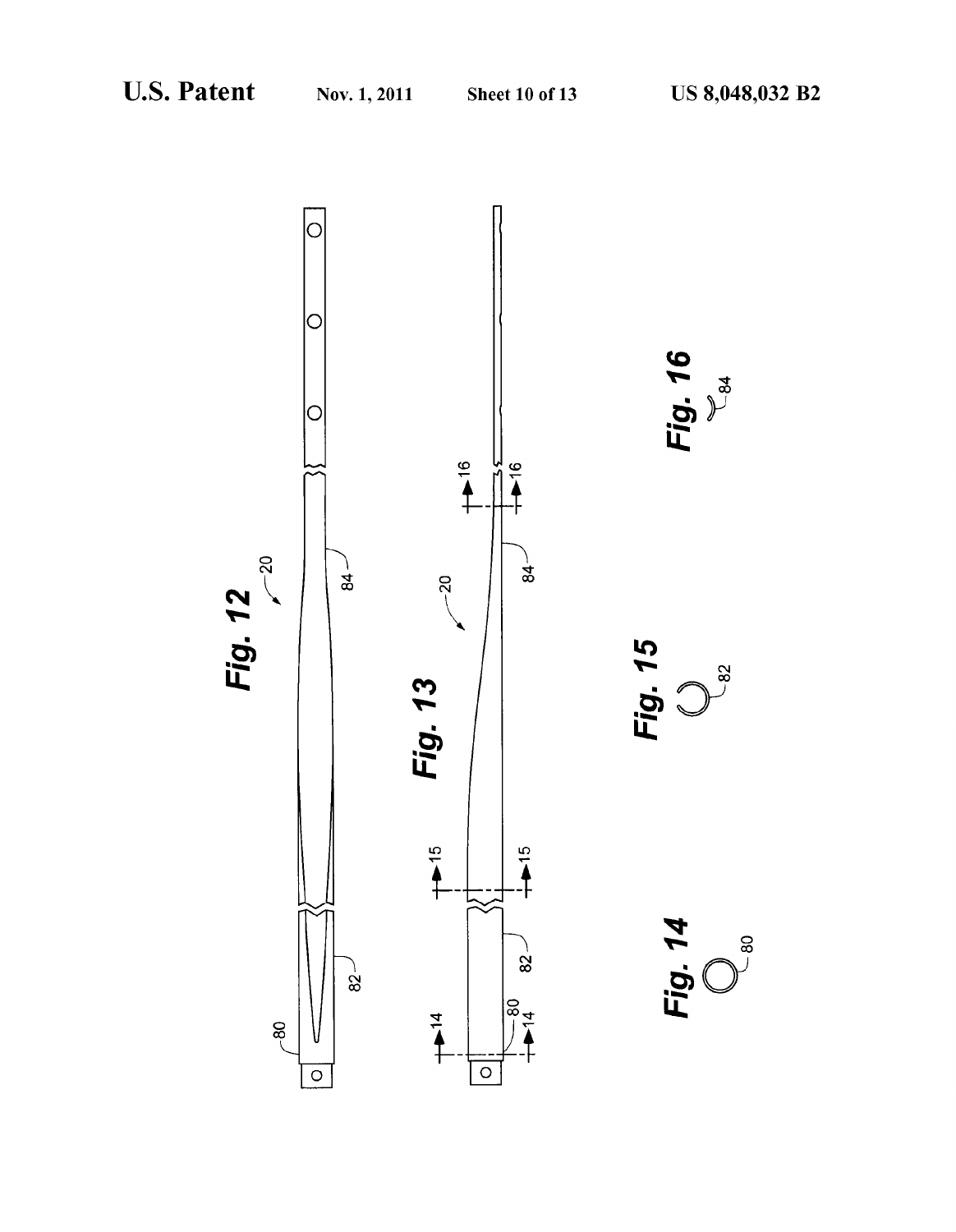Fig. 12

Fig. 13

Fig. 14

Fig. 15

Fig. 16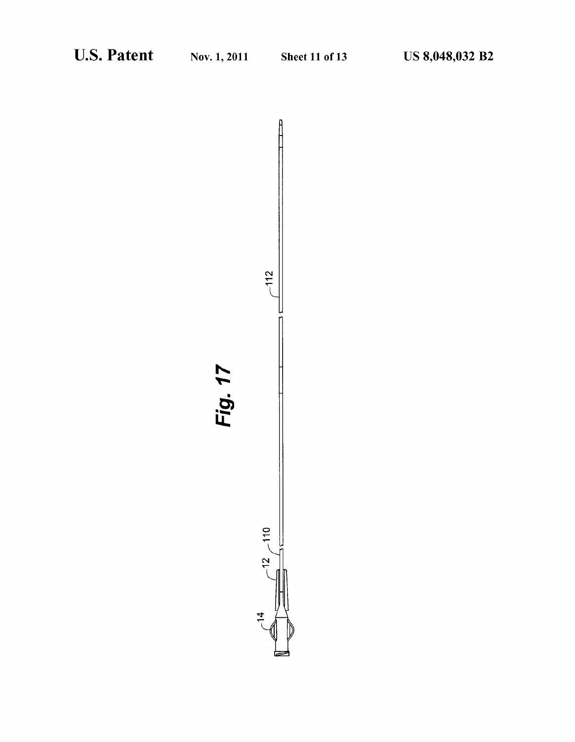Fig. 17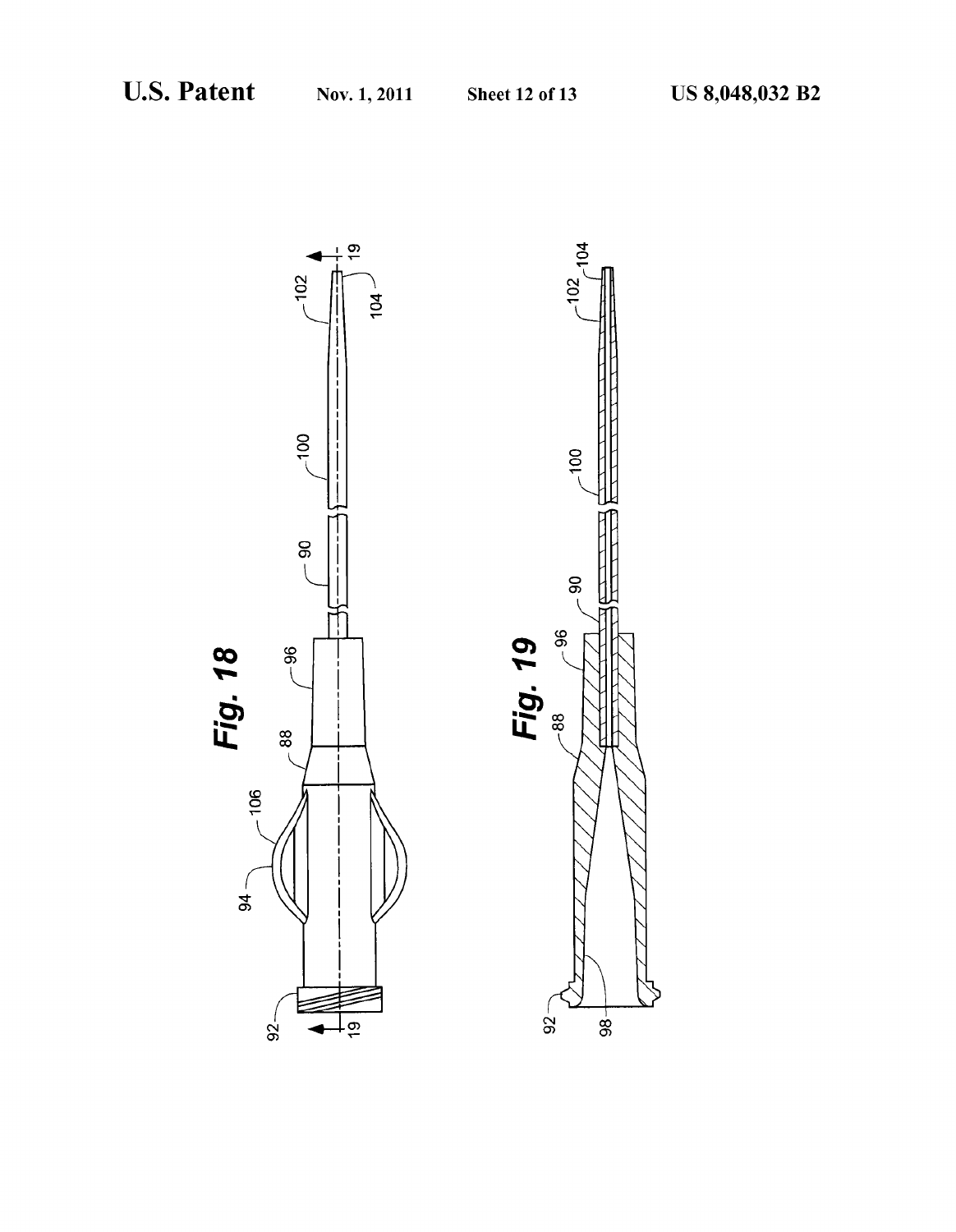*Fig. 18*

*Fig. 19*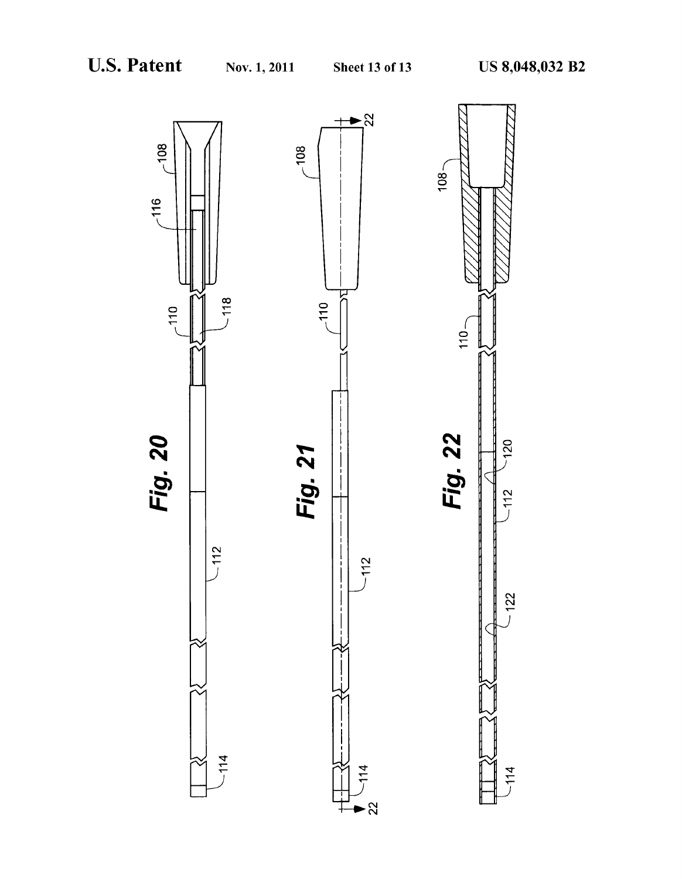*Fig. 20*

*Fig. 21*

*Fig. 22*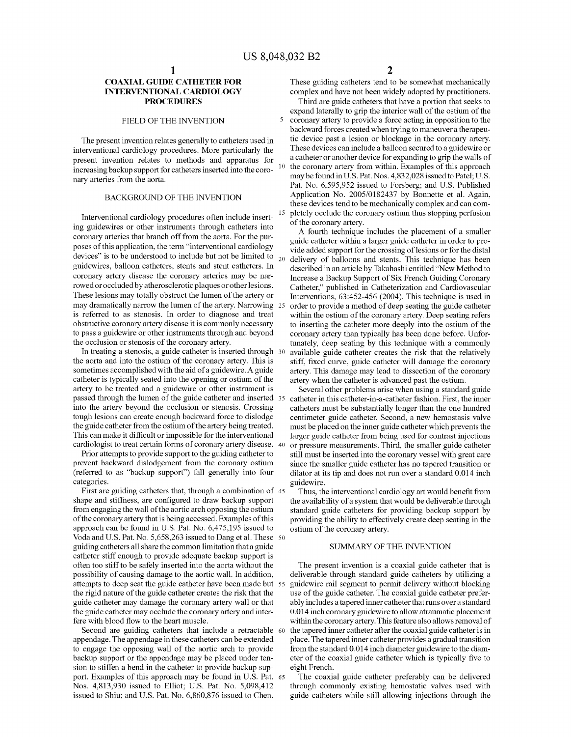# COAXIAL GUIDE CATHETER FOR INTERVENTIONAL CARDIOLOGY PROCEDURES

## FIELD OF THE INVENTION

The present invention relates generally to catheters used in interventional cardiology procedures. More particularly the present invention relates to methods and apparatus for increasing backup support for catheters inserted into the coronary arteries from the aorta.

## BACKGROUND OF THE INVENTION

Interventional cardiology procedures often include inserting guidewires or other instruments through catheters into coronary arteries that branch off from the aorta. For the purposes of this application, the term "interventional cardiology devices" is to be understood to include but not be limited to guidewires, balloon catheters, stents and stent catheters. In coronary artery disease the coronary arteries may be narrowed or occluded by atherosclerotic plaques or other lesions. These lesions may totally obstruct the lumen of the artery or may dramatically narrow the lumen of the artery. Narrowing is referred to as stenosis. In order to diagnose and treat obstructive coronary artery disease it is commonly necessary to pass a guidewire or other instruments through and beyond the occlusion or stenosis of the coronary artery.

In treating a stenosis, a guide catheter is inserted through the aorta and into the ostium of the coronary artery. This is sometimes accomplished with the aid of a guidewire. A guide catheter is typically seated into the opening or ostium of the artery to be treated and a guidewire or other instrument is passed through the lumen of the guide catheter and inserted into the artery beyond the occlusion or stenosis. Crossing tough lesions can create enough backward force to dislodge the guide catheter from the ostium of the artery being treated. This can make it difficult or impossible for the interventional cardiologist to treat certain forms of coronary artery disease.

Prior attempts to provide support to the guiding catheter to prevent backward dislodgement from the coronary ostium (referred to as "backup support") fall generally into four categories.

First are guiding catheters that, through a combination of shape and stiffness, are configured to draw backup support from engaging the wall of the aortic arch opposing the ostium of the coronary artery that is being accessed. Examples of this approach can be found in U.S. Pat. No. 6,475,195 issued to Voda and U.S. Pat. No. 5,658,263 issued to Dang et al. These guiding catheters all share the common limitation that a guide catheter stiff enough to provide adequate backup support is often too stiff to be safely inserted into the aorta without the possibility of causing damage to the aortic wall. In addition, attempts to deep seat the guide catheter have been made but the rigid nature of the guide catheter creates the risk that the guide catheter may damage the coronary artery wall or that the guide catheter may occlude the coronary artery and interfere with blood flow to the heart muscle.

Second are guiding catheters that include a retractable appendage. The appendage in these catheters can be extended to engage the opposing wall of the aortic arch to provide backup support or the appendage may be placed under tension to stiffen a bend in the catheter to provide backup support. Examples of this approach may be found in U.S. Pat. Nos. 4,813,930 issued to Elliot; U.S. Pat. No. 5,098,412 issued to Shiu; and U.S. Pat. No. 6,860,876 issued to Chen. These guiding catheters tend to be somewhat mechanically complex and have not been widely adopted by practitioners.

Third are guide catheters that have a portion that seeks to expand laterally to grip the interior wall of the ostium of the coronary artery to provide a force acting in opposition to the backward forces created when trying to maneuver a therapeutic device past a lesion or blockage in the coronary artery. These devices can include a balloon secured to a guidewire or a catheter or another device for expanding to grip the walls of the coronary artery from within. Examples of this approach may be found in U.S. Pat. Nos. 4,832,028 issued to Patel; U.S. Pat. No. 6,595,952 issued to Forsberg; and U.S. Published Application No. 2005/0182437 by Bonnette et al. Again, these devices tend to be mechanically complex and can completely occlude the coronary ostium thus stopping perfusion of the coronary artery.

A fourth technique includes the placement of a smaller guide catheter within a larger guide catheter in order to provide added support for the crossing of lesions or for the distal delivery of balloons and stents. This technique has been described in an article by Takahashi entitled "New Method to Increase a Backup Support of Six French Guiding Coronary Catheter," published in Catheterization and Cardiovascular Interventions, 63:452-456 (2004). This technique is used in order to provide a method of deep seating the guide catheter within the ostium of the coronary artery. Deep seating refers to inserting the catheter more deeply into the ostium of the coronary artery than typically has been done before. Unfortunately, deep seating by this technique with a commonly available guide catheter creates the risk that the relatively stiff, fixed curve, guide catheter will damage the coronary artery. This damage may lead to dissection of the coronary artery when the catheter is advanced past the ostium.

Several other problems arise when using a standard guide catheter in this catheter-in-a-catheter fashion. First, the inner catheters must be substantially longer than the one hundred centimeter guide catheter. Second, a new hemostasis valve must be placed on the inner guide catheter which prevents the larger guide catheter from being used for contrast injections or pressure measurements. Third, the smaller guide catheter still must be inserted into the coronary vessel with great care since the smaller guide catheter has no tapered transition or dilator at its tip and does not run over a standard 0.014 inch guidewire.

Thus, the interventional cardiology art would benefit from the availability of a system that would be deliverable through standard guide catheters for providing backup support by providing the ability to effectively create deep seating in the ostium of the coronary artery.

## SUMMARY OF THE INVENTION

The present invention is a coaxial guide catheter that is deliverable through standard guide catheters by utilizing a guidewire rail segment to permit delivery without blocking use of the guide catheter. The coaxial guide catheter preferably includes a tapered inner catheter that runs over a standard 0.014 inch coronary guidewire to allow atraumatic placement within the coronary artery. This feature also allows removal of the tapered inner catheter after the coaxial guide catheter is in place. The tapered inner catheter provides a gradual transition from the standard 0.014 inch diameter guidewire to the diameter of the coaxial guide catheter which is typically five to eight French.

The coaxial guide catheter preferably can be delivered through commonly existing hemostatic valves used with guide catheters while still allowing injections through the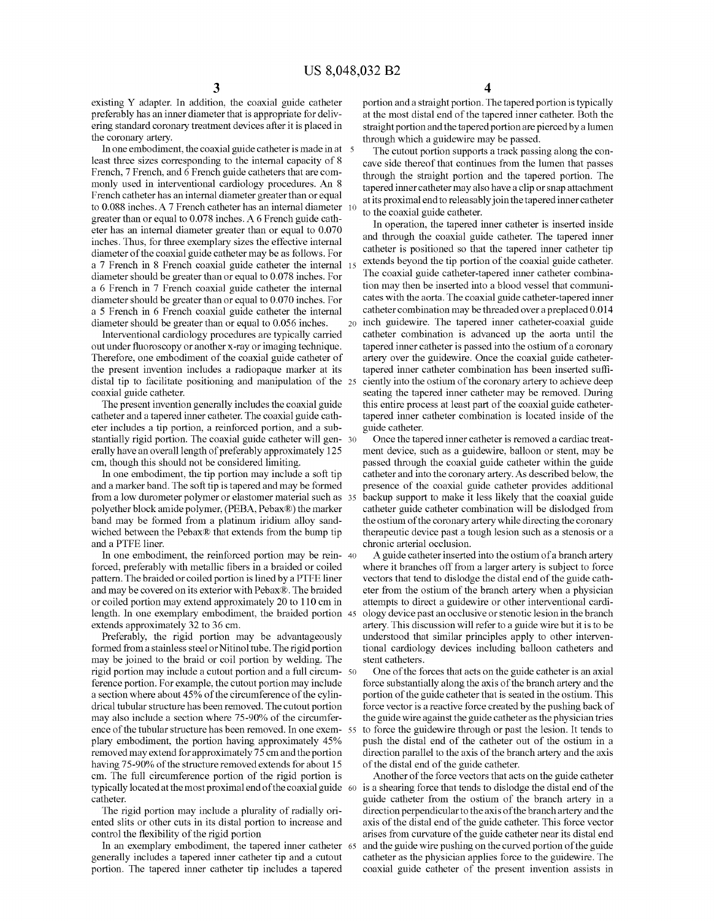existing Y adapter. In addition, the coaxial guide catheter preferably has an inner diameter that is appropriate for delivering standard coronary treatment devices after it is placed in the coronary artery.

In one embodiment, the coaxial guide catheter is made in at least three sizes corresponding to the internal capacity of 8 French, 7 French, and 6 French guide catheters that are commonly used in interventional cardiology procedures. An 8 French catheter has an internal diameter greater than or equal to 0.088 inches. A 7 French catheter has an internal diameter greater than or equal to 0.078 inches. A 6 French guide catheter has an internal diameter greater than or equal to 0.070 inches. Thus, for three exemplary sizes the effective internal diameter of the coaxial guide catheter may be as follows. For a 7 French in 8 French coaxial guide catheter the internal diameter should be greater than or equal to 0.078 inches. For a 6 French in 7 French coaxial guide catheter the internal diameter should be greater than or equal to 0.070 inches. For a 5 French in 6 French coaxial guide catheter the internal diameter should be greater than or equal to 0.056 inches.

Interventional cardiology procedures are typically carried out under fluoroscopy or another x-ray or imaging technique. Therefore, one embodiment of the coaxial guide catheter of the present invention includes a radiopaque marker at its distal tip to facilitate positioning and manipulation of the coaxial guide catheter.

The present invention generally includes the coaxial guide catheter and a tapered inner catheter. The coaxial guide catheter includes a tip portion, a reinforced portion, and a substantially rigid portion. The coaxial guide catheter will generally have an overall length of preferably approximately 125 cm, though this should not be considered limiting.

In one embodiment, the tip portion may include a soft tip and a marker band. The soft tip is tapered and may be formed from a low durometer polymer or elastomer material such as polyether block amide polymer, (PEBA, Pebax®) the marker band may be formed from a platinum iridium alloy sandwiched between the Pebax® that extends from the bump tip and a PTFE liner.

In one embodiment, the reinforced portion may be reinforced, preferably with metallic fibers in a braided or coiled pattern. The braided or coiled portion is lined by a PTFE liner and may be covered on its exterior with Pebax®. The braided or coiled portion may extend approximately 20 to 110 cm in length. In one exemplary embodiment, the braided portion extends approximately 32 to 36 cm.

Preferably, the rigid portion may be advantageously formed from a stainless steel or Nitinol tube. The rigid portion may be joined to the braid or coil portion by welding. The rigid portion may include a cutout portion and a full circumference portion. For example, the cutout portion may include a section where about 45% of the circumference of the cylindrical tubular structure has been removed. The cutout portion may also include a section where 75-90% of the circumference of the tubular structure has been removed. In one exemplary embodiment, the portion having approximately 45% removed may extend for approximately 75 cm and the portion having 75-90% of the structure removed extends for about 15 cm. The full circumference portion of the rigid portion is typically located at the most proximal end of the coaxial guide catheter.

The rigid portion may include a plurality of radially oriented slits or other cuts in its distal portion to increase and control the flexibility of the rigid portion

In an exemplary embodiment, the tapered inner catheter generally includes a tapered inner catheter tip and a cutout portion. The tapered inner catheter tip includes a tapered portion and a straight portion. The tapered portion is typically at the most distal end of the tapered inner catheter. Both the straight portion and the tapered portion are pierced by a lumen through which a guidewire may be passed.

The cutout portion supports a track passing along the concave side thereof that continues from the lumen that passes through the straight portion and the tapered portion. The tapered inner catheter may also have a clip or snap attachment at its proximal end to releasably join the tapered inner catheter to the coaxial guide catheter.

In operation, the tapered inner catheter is inserted inside and through the coaxial guide catheter. The tapered inner catheter is positioned so that the tapered inner catheter tip extends beyond the tip portion of the coaxial guide catheter. The coaxial guide catheter-tapered inner catheter combination may then be inserted into a blood vessel that communicates with the aorta. The coaxial guide catheter-tapered inner catheter combination may be threaded over a preplaced 0.014 inch guidewire. The tapered inner catheter-coaxial guide catheter combination is advanced up the aorta until the tapered inner catheter is passed into the ostium of a coronary artery over the guidewire. Once the coaxial guide catheter-tapered inner catheter combination has been inserted sufficiently into the ostium of the coronary artery to achieve deep seating the tapered inner catheter may be removed. During this entire process at least part of the coaxial guide catheter-tapered inner catheter combination is located inside of the guide catheter.

Once the tapered inner catheter is removed a cardiac treatment device, such as a guidewire, balloon or stent, may be passed through the coaxial guide catheter within the guide catheter and into the coronary artery. As described below, the presence of the coaxial guide catheter provides additional backup support to make it less likely that the coaxial guide catheter guide catheter combination will be dislodged from the ostium of the coronary artery while directing the coronary therapeutic device past a tough lesion such as a stenosis or a chronic arterial occlusion.

A guide catheter inserted into the ostium of a branch artery where it branches off from a larger artery is subject to force vectors that tend to dislodge the distal end of the guide catheter from the ostium of the branch artery when a physician attempts to direct a guidewire or other interventional cardiology device past an occlusive or stenotic lesion in the branch artery. This discussion will refer to a guide wire but it is to be understood that similar principles apply to other interventional cardiology devices including balloon catheters and stent catheters.

One of the forces that acts on the guide catheter is an axial force substantially along the axis of the branch artery and the portion of the guide catheter that is seated in the ostium. This force vector is a reactive force created by the pushing back of the guide wire against the guide catheter as the physician tries to force the guidewire through or past the lesion. It tends to push the distal end of the catheter out of the ostium in a direction parallel to the axis of the branch artery and the axis of the distal end of the guide catheter.

Another of the force vectors that acts on the guide catheter is a shearing force that tends to dislodge the distal end of the guide catheter from the ostium of the branch artery in a direction perpendicular to the axis of the branch artery and the axis of the distal end of the guide catheter. This force vector arises from curvature of the guide catheter near its distal end and the guide wire pushing on the curved portion of the guide catheter as the physician applies force to the guidewire. The coaxial guide catheter of the present invention assists in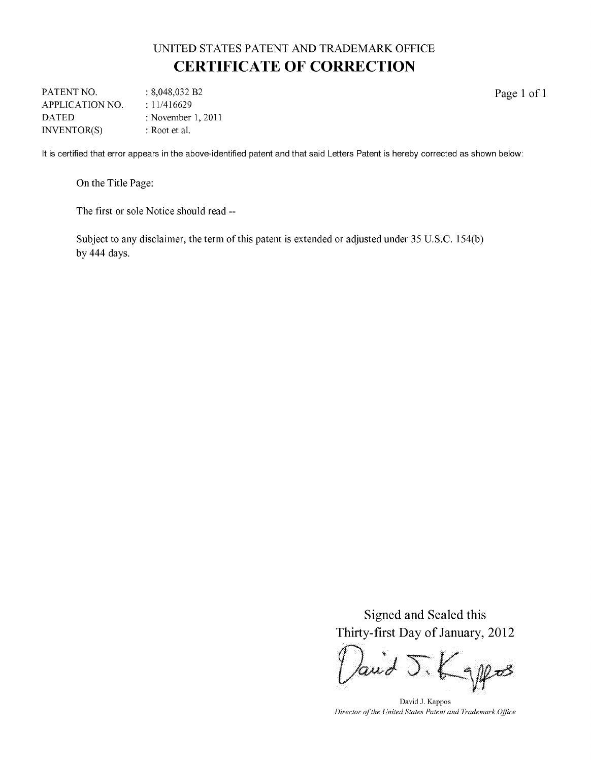UNITED STATES PATENT AND TRADEMARK OFFICE

# CERTIFICATE OF CORRECTION

| | |
|---|---|
| PATENT NO. | : 8,048,032 B2 |
| APPLICATION NO. | : 11/416629 |
| DATED | : November 1, 2011 |
| INVENTOR(S) | : Root et al. |

It is certified that error appears in the above-identified patent and that said Letters Patent is hereby corrected as shown below:

On the Title Page:

The first or sole Notice should read --

Subject to any disclaimer, the term of this patent is extended or adjusted under 35 U.S.C. 154(b) by 444 days.

Signed and Sealed this
Thirty-first Day of January, 2012

David J. Kappos
*Director of the United States Patent and Trademark Office*